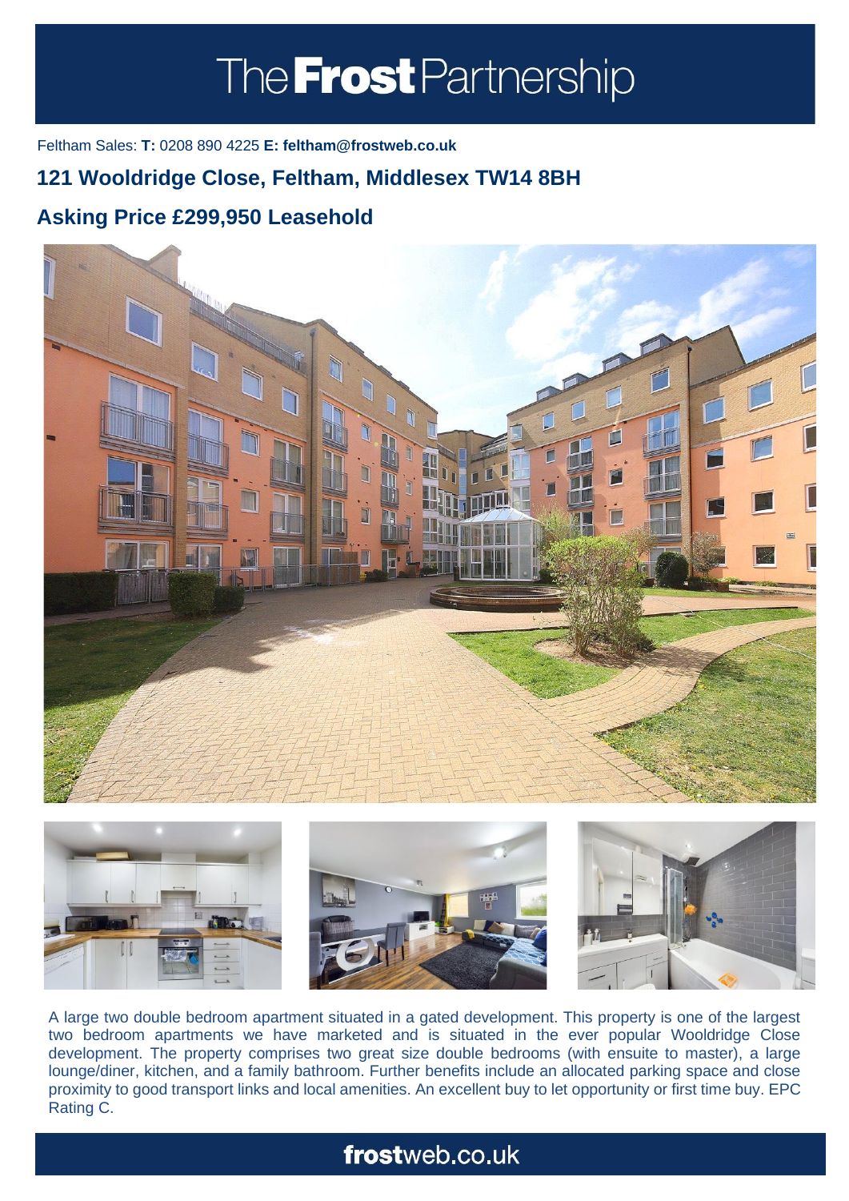# The **Frost** Partnership

Feltham Sales: **T:** 0208 890 4225 **E: feltham@frostweb.co.uk**

## 121 Wooldridge Close, Feltham, Middlesex TW14 8BH

## Asking Price £299,950 Leasehold

A large two double bedroom apartment situated in a gated development. This property is one of the largest two bedroom apartments we have marketed and is situated in the ever popular Wooldridge Close development. The property comprises two great size double bedrooms (with ensuite to master), a large lounge/diner, kitchen, and a family bathroom. Further benefits include an allocated parking space and close proximity to good transport links and local amenities. An excellent buy to let opportunity or first time buy. EPC Rating C.

**frost**web.co.uk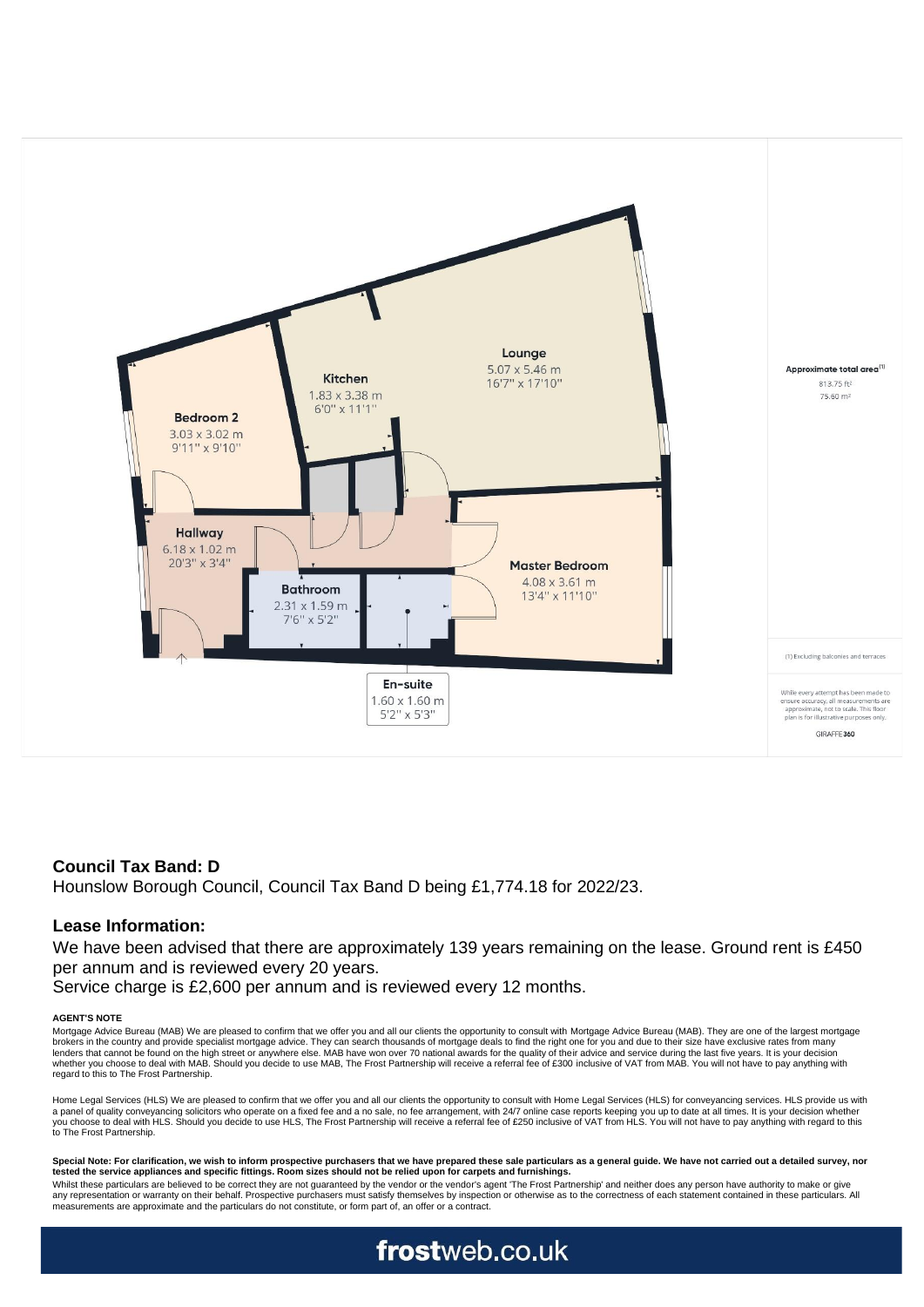Kitchen
1.83 x 3.38 m
6'0" x 11'1"

Lounge
5.07 x 5.46 m
16'7" x 17'10"

Bedroom 2
3.03 x 3.02 m
9'11" x 9'10"

Hallway
6.18 x 1.02 m
20'3" x 3'4"

Bathroom
2.31 x 1.59 m
7'6" x 5'2"

Master Bedroom
4.08 x 3.61 m
13'4" x 11'10"

En-suite
1.60 x 1.60 m
5'2" x 5'3"

Approximate total area[1]
813.75 ft²
75.60 m²

(1) Excluding balconies and terraces

While every attempt has been made to ensure accuracy, all measurements are approximate, not to scale. This floor plan is for illustrative purposes only.

GIRAFFE360

**Council Tax Band: D**

Hounslow Borough Council, Council Tax Band D being £1,774.18 for 2022/23.

**Lease Information:**

We have been advised that there are approximately 139 years remaining on the lease. Ground rent is £450 per annum and is reviewed every 20 years.
Service charge is £2,600 per annum and is reviewed every 12 months.

**AGENT'S NOTE**

Mortgage Advice Bureau (MAB) We are pleased to confirm that we offer you and all our clients the opportunity to consult with Mortgage Advice Bureau (MAB). They are one of the largest mortgage brokers in the country and provide specialist mortgage advice. They can search thousands of mortgage deals to find the right one for you and due to their size have exclusive rates from many lenders that cannot be found on the high street or anywhere else. MAB have won over 70 national awards for the quality of their advice and service during the last five years. It is your decision whether you choose to deal with MAB. Should you decide to use MAB, The Frost Partnership will receive a referral fee of £300 inclusive of VAT from MAB. You will not have to pay anything with regard to this to The Frost Partnership.

Home Legal Services (HLS) We are pleased to confirm that we offer you and all our clients the opportunity to consult with Home Legal Services (HLS) for conveyancing services. HLS provide us with a panel of quality conveyancing solicitors who operate on a fixed fee and a no sale, no fee arrangement, with 24/7 online case reports keeping you up to date at all times. It is your decision whether you choose to deal with HLS. Should you decide to use HLS, The Frost Partnership will receive a referral fee of £250 inclusive of VAT from HLS. You will not have to pay anything with regard to this to The Frost Partnership.

**Special Note: For clarification, we wish to inform prospective purchasers that we have prepared these sale particulars as a general guide. We have not carried out a detailed survey, nor tested the service appliances and specific fittings. Room sizes should not be relied upon for carpets and furnishings.**

Whilst these particulars are believed to be correct they are not guaranteed by the vendor or the vendor's agent 'The Frost Partnership' and neither does any person have authority to make or give any representation or warranty on their behalf. Prospective purchasers must satisfy themselves by inspection or otherwise as to the correctness of each statement contained in these particulars. All measurements are approximate and the particulars do not constitute, or form part of, an offer or a contract.

**frost**web.co.uk